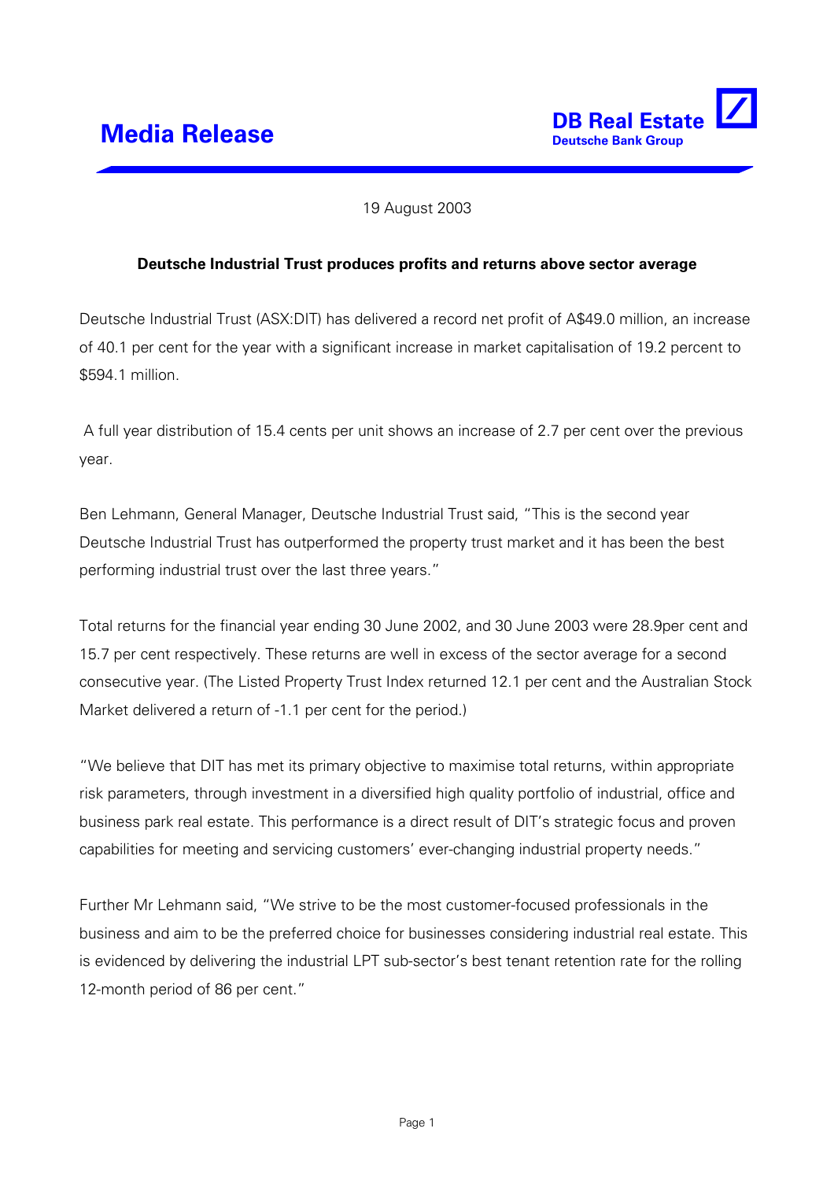# Media Release

**DB Real Estate**
**Deutsche Bank Group**

19 August 2003

**Deutsche Industrial Trust produces profits and returns above sector average**

Deutsche Industrial Trust (ASX:DIT) has delivered a record net profit of A$49.0 million, an increase of 40.1 per cent for the year with a significant increase in market capitalisation of 19.2 percent to $594.1 million.

A full year distribution of 15.4 cents per unit shows an increase of 2.7 per cent over the previous year.

Ben Lehmann, General Manager, Deutsche Industrial Trust said, "This is the second year Deutsche Industrial Trust has outperformed the property trust market and it has been the best performing industrial trust over the last three years."

Total returns for the financial year ending 30 June 2002, and 30 June 2003 were 28.9per cent and 15.7 per cent respectively. These returns are well in excess of the sector average for a second consecutive year. (The Listed Property Trust Index returned 12.1 per cent and the Australian Stock Market delivered a return of -1.1 per cent for the period.)

"We believe that DIT has met its primary objective to maximise total returns, within appropriate risk parameters, through investment in a diversified high quality portfolio of industrial, office and business park real estate. This performance is a direct result of DIT's strategic focus and proven capabilities for meeting and servicing customers' ever-changing industrial property needs."

Further Mr Lehmann said, "We strive to be the most customer-focused professionals in the business and aim to be the preferred choice for businesses considering industrial real estate. This is evidenced by delivering the industrial LPT sub-sector's best tenant retention rate for the rolling 12-month period of 86 per cent."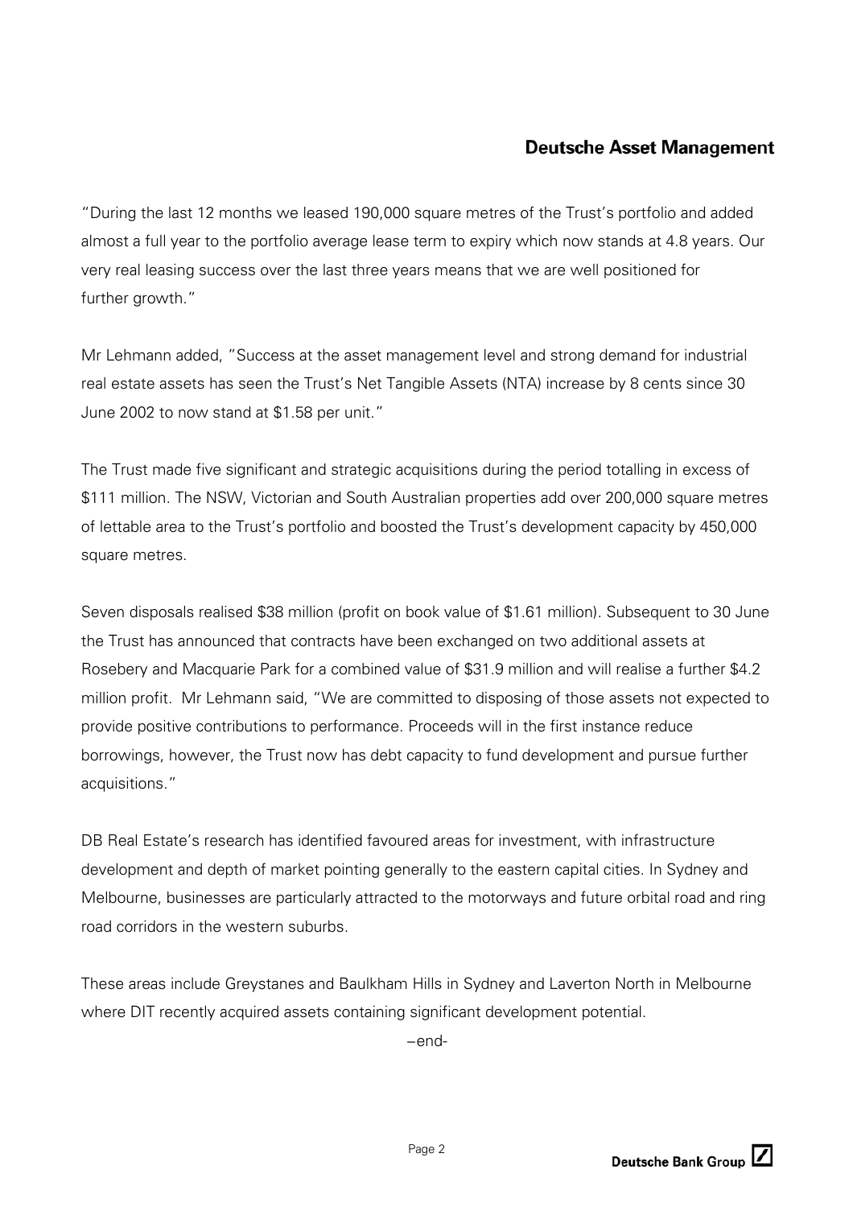"During the last 12 months we leased 190,000 square metres of the Trust's portfolio and added almost a full year to the portfolio average lease term to expiry which now stands at 4.8 years. Our very real leasing success over the last three years means that we are well positioned for further growth."

Mr Lehmann added, "Success at the asset management level and strong demand for industrial real estate assets has seen the Trust's Net Tangible Assets (NTA) increase by 8 cents since 30 June 2002 to now stand at $1.58 per unit."

The Trust made five significant and strategic acquisitions during the period totalling in excess of $111 million. The NSW, Victorian and South Australian properties add over 200,000 square metres of lettable area to the Trust's portfolio and boosted the Trust's development capacity by 450,000 square metres.

Seven disposals realised $38 million (profit on book value of $1.61 million). Subsequent to 30 June the Trust has announced that contracts have been exchanged on two additional assets at Rosebery and Macquarie Park for a combined value of $31.9 million and will realise a further $4.2 million profit. Mr Lehmann said, "We are committed to disposing of those assets not expected to provide positive contributions to performance. Proceeds will in the first instance reduce borrowings, however, the Trust now has debt capacity to fund development and pursue further acquisitions."

DB Real Estate's research has identified favoured areas for investment, with infrastructure development and depth of market pointing generally to the eastern capital cities. In Sydney and Melbourne, businesses are particularly attracted to the motorways and future orbital road and ring road corridors in the western suburbs.

These areas include Greystanes and Baulkham Hills in Sydney and Laverton North in Melbourne where DIT recently acquired assets containing significant development potential.

–end-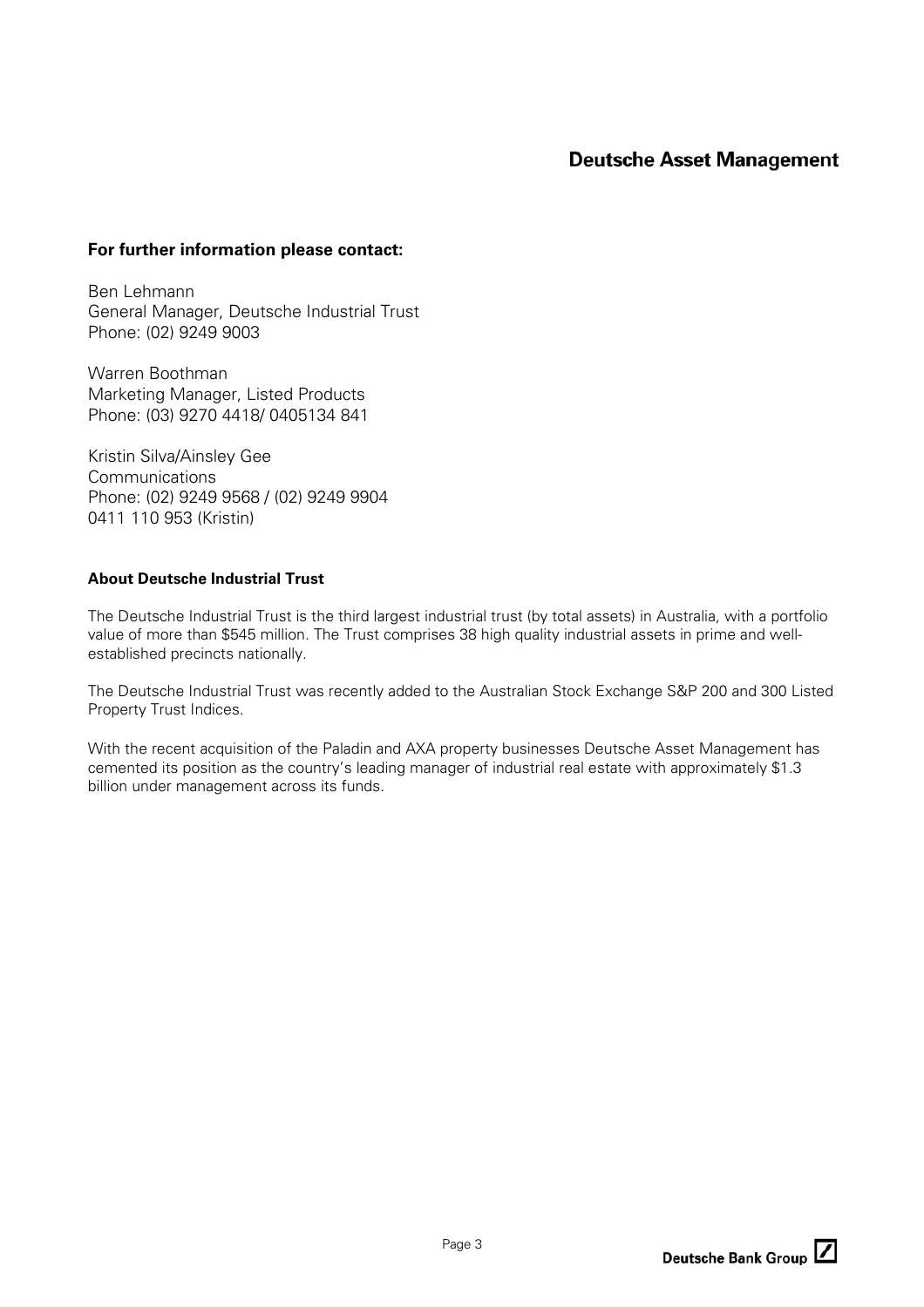**For further information please contact:**

Ben Lehmann
General Manager, Deutsche Industrial Trust
Phone: (02) 9249 9003

Warren Boothman
Marketing Manager, Listed Products
Phone: (03) 9270 4418/ 0405134 841

Kristin Silva/Ainsley Gee
Communications
Phone: (02) 9249 9568 / (02) 9249 9904
0411 110 953 (Kristin)

**About Deutsche Industrial Trust**

The Deutsche Industrial Trust is the third largest industrial trust (by total assets) in Australia, with a portfolio value of more than $545 million. The Trust comprises 38 high quality industrial assets in prime and well-established precincts nationally.

The Deutsche Industrial Trust was recently added to the Australian Stock Exchange S&P 200 and 300 Listed Property Trust Indices.

With the recent acquisition of the Paladin and AXA property businesses Deutsche Asset Management has cemented its position as the country's leading manager of industrial real estate with approximately $1.3 billion under management across its funds.